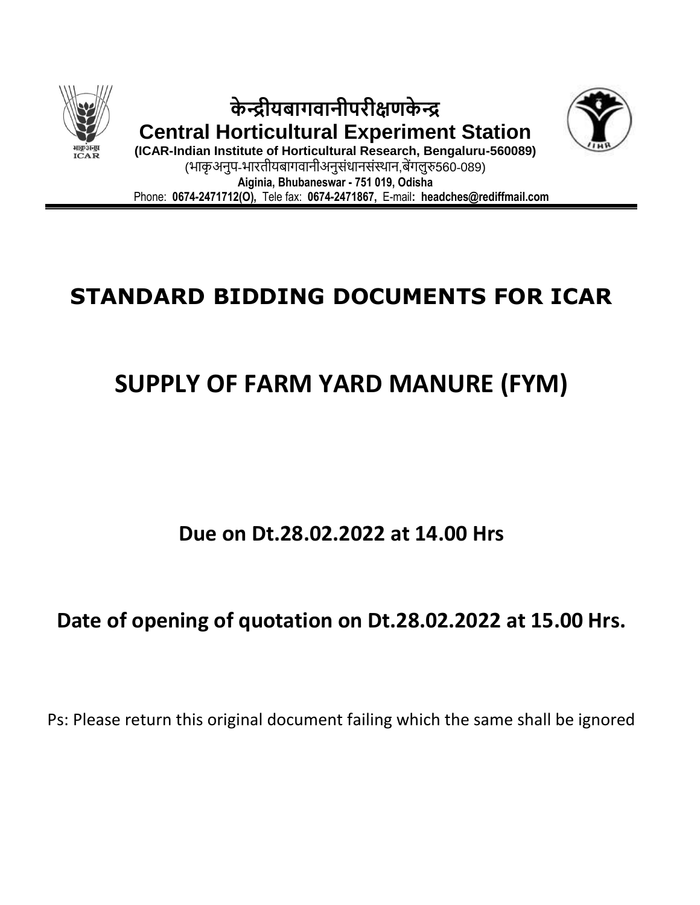# केन्द्रीयबागवानीपरीक्षणकेन्द्र

## Central Horticultural Experiment Station

**(ICAR-Indian Institute of Horticultural Research, Bengaluru-560089)**

(भाकृअनुप-भारतीयबागवानीअनुसंधानसंस्थान,बेंगलुरु560-089)

**Aiginia, Bhubaneswar - 751 019, Odisha**

Phone: **0674-2471712(O),** Tele fax: **0674-2471867,** E-mail**: headches@rediffmail.com**

---

# STANDARD BIDDING DOCUMENTS FOR ICAR

# SUPPLY OF FARM YARD MANURE (FYM)

**Due on Dt.28.02.2022 at 14.00 Hrs**

**Date of opening of quotation on Dt.28.02.2022 at 15.00 Hrs.**

Ps: Please return this original document failing which the same shall be ignored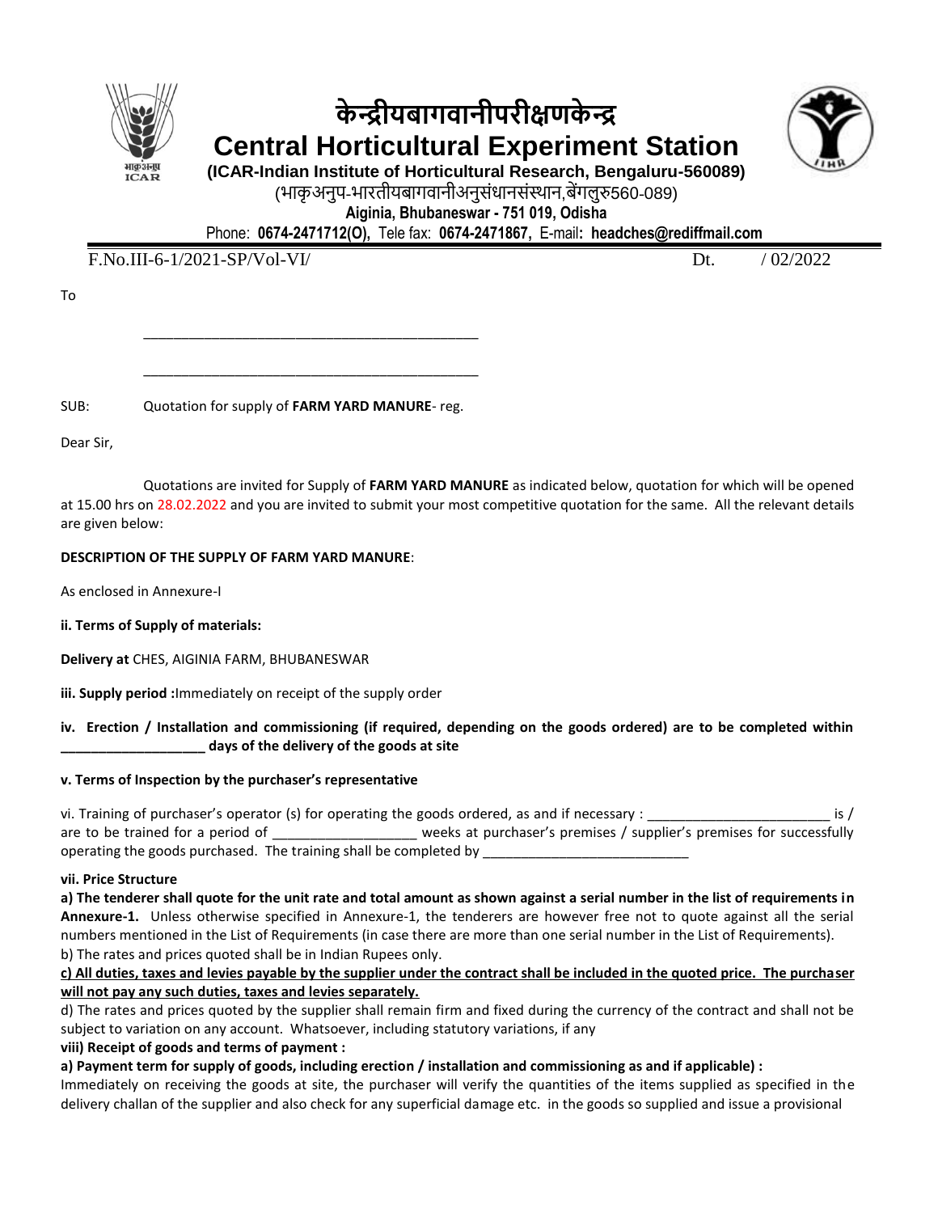# केन्द्रीयबागवानीपरीक्षणकेन्द्र

# Central Horticultural Experiment Station

**(ICAR-Indian Institute of Horticultural Research, Bengaluru-560089)**

(भाकृअनुप-भारतीयबागवानीअनुसंधानसंस्थान,बेंगलुरु560-089)

**Aiginia, Bhubaneswar - 751 019, Odisha**

Phone: **0674-2471712(O),** Tele fax: **0674-2471867,** E-mail**: headches@rediffmail.com**

F.No.III-6-1/2021-SP/Vol-VI/ Dt. / 02/2022

To

_______________________________________

_______________________________________

SUB: Quotation for supply of **FARM YARD MANURE**- reg.

Dear Sir,

Quotations are invited for Supply of **FARM YARD MANURE** as indicated below, quotation for which will be opened at 15.00 hrs on 28.02.2022 and you are invited to submit your most competitive quotation for the same. All the relevant details are given below:

**DESCRIPTION OF THE SUPPLY OF FARM YARD MANURE**:

As enclosed in Annexure-I

**ii. Terms of Supply of materials:**

**Delivery at** CHES, AIGINIA FARM, BHUBANESWAR

**iii. Supply period :**Immediately on receipt of the supply order

**iv. Erection / Installation and commissioning (if required, depending on the goods ordered) are to be completed within ___________________ days of the delivery of the goods at site**

**v. Terms of Inspection by the purchaser's representative**

vi. Training of purchaser's operator (s) for operating the goods ordered, as and if necessary : _______________________ is / are to be trained for a period of ___________________ weeks at purchaser's premises / supplier's premises for successfully operating the goods purchased. The training shall be completed by ___________________________

**vii. Price Structure**

**a) The tenderer shall quote for the unit rate and total amount as shown against a serial number in the list of requirements in Annexure-1.** Unless otherwise specified in Annexure-1, the tenderers are however free not to quote against all the serial numbers mentioned in the List of Requirements (in case there are more than one serial number in the List of Requirements).

b) The rates and prices quoted shall be in Indian Rupees only.

**c) All duties, taxes and levies payable by the supplier under the contract shall be included in the quoted price. The purchaser will not pay any such duties, taxes and levies separately.**

d) The rates and prices quoted by the supplier shall remain firm and fixed during the currency of the contract and shall not be subject to variation on any account. Whatsoever, including statutory variations, if any

**viii) Receipt of goods and terms of payment :**

**a) Payment term for supply of goods, including erection / installation and commissioning as and if applicable) :**

Immediately on receiving the goods at site, the purchaser will verify the quantities of the items supplied as specified in the delivery challan of the supplier and also check for any superficial damage etc. in the goods so supplied and issue a provisional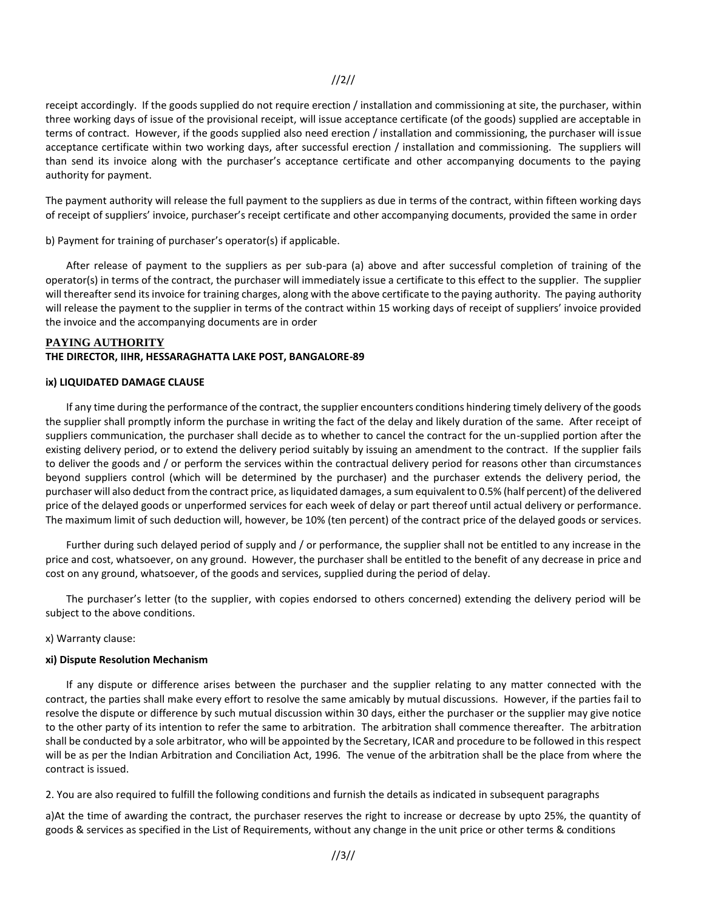receipt accordingly. If the goods supplied do not require erection / installation and commissioning at site, the purchaser, within three working days of issue of the provisional receipt, will issue acceptance certificate (of the goods) supplied are acceptable in terms of contract. However, if the goods supplied also need erection / installation and commissioning, the purchaser will issue acceptance certificate within two working days, after successful erection / installation and commissioning. The suppliers will than send its invoice along with the purchaser's acceptance certificate and other accompanying documents to the paying authority for payment.

The payment authority will release the full payment to the suppliers as due in terms of the contract, within fifteen working days of receipt of suppliers' invoice, purchaser's receipt certificate and other accompanying documents, provided the same in order

b) Payment for training of purchaser's operator(s) if applicable.

After release of payment to the suppliers as per sub-para (a) above and after successful completion of training of the operator(s) in terms of the contract, the purchaser will immediately issue a certificate to this effect to the supplier. The supplier will thereafter send its invoice for training charges, along with the above certificate to the paying authority. The paying authority will release the payment to the supplier in terms of the contract within 15 working days of receipt of suppliers' invoice provided the invoice and the accompanying documents are in order

**PAYING AUTHORITY**

**THE DIRECTOR, IIHR, HESSARAGHATTA LAKE POST, BANGALORE-89**

**ix) LIQUIDATED DAMAGE CLAUSE**

If any time during the performance of the contract, the supplier encounters conditions hindering timely delivery of the goods the supplier shall promptly inform the purchase in writing the fact of the delay and likely duration of the same. After receipt of suppliers communication, the purchaser shall decide as to whether to cancel the contract for the un-supplied portion after the existing delivery period, or to extend the delivery period suitably by issuing an amendment to the contract. If the supplier fails to deliver the goods and / or perform the services within the contractual delivery period for reasons other than circumstances beyond suppliers control (which will be determined by the purchaser) and the purchaser extends the delivery period, the purchaser will also deduct from the contract price, as liquidated damages, a sum equivalent to 0.5% (half percent) of the delivered price of the delayed goods or unperformed services for each week of delay or part thereof until actual delivery or performance. The maximum limit of such deduction will, however, be 10% (ten percent) of the contract price of the delayed goods or services.

Further during such delayed period of supply and / or performance, the supplier shall not be entitled to any increase in the price and cost, whatsoever, on any ground. However, the purchaser shall be entitled to the benefit of any decrease in price and cost on any ground, whatsoever, of the goods and services, supplied during the period of delay.

The purchaser's letter (to the supplier, with copies endorsed to others concerned) extending the delivery period will be subject to the above conditions.

x) Warranty clause:

**xi) Dispute Resolution Mechanism**

If any dispute or difference arises between the purchaser and the supplier relating to any matter connected with the contract, the parties shall make every effort to resolve the same amicably by mutual discussions. However, if the parties fail to resolve the dispute or difference by such mutual discussion within 30 days, either the purchaser or the supplier may give notice to the other party of its intention to refer the same to arbitration. The arbitration shall commence thereafter. The arbitration shall be conducted by a sole arbitrator, who will be appointed by the Secretary, ICAR and procedure to be followed in this respect will be as per the Indian Arbitration and Conciliation Act, 1996. The venue of the arbitration shall be the place from where the contract is issued.

2. You are also required to fulfill the following conditions and furnish the details as indicated in subsequent paragraphs

a)At the time of awarding the contract, the purchaser reserves the right to increase or decrease by upto 25%, the quantity of goods & services as specified in the List of Requirements, without any change in the unit price or other terms & conditions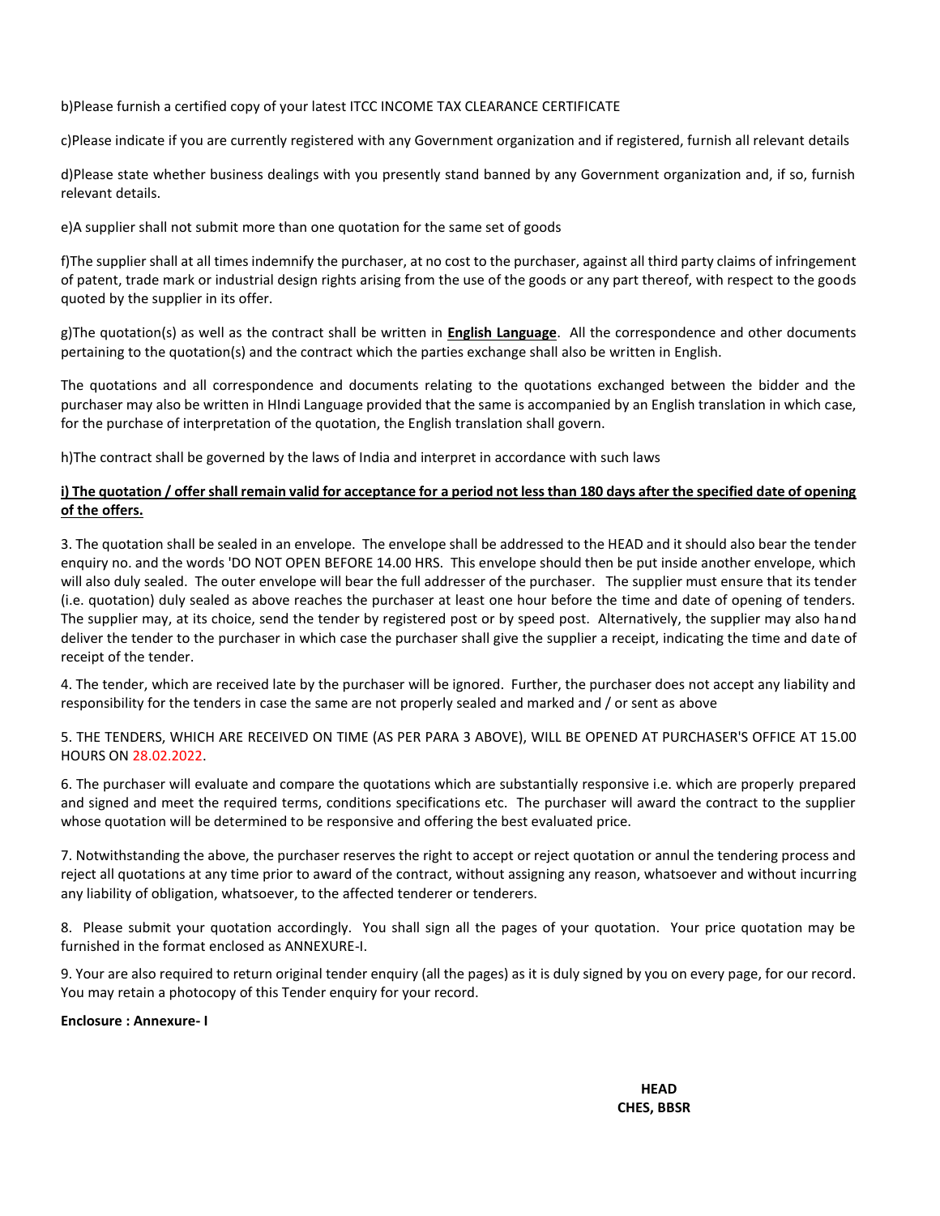b)Please furnish a certified copy of your latest ITCC INCOME TAX CLEARANCE CERTIFICATE

c)Please indicate if you are currently registered with any Government organization and if registered, furnish all relevant details

d)Please state whether business dealings with you presently stand banned by any Government organization and, if so, furnish relevant details.

e)A supplier shall not submit more than one quotation for the same set of goods

f)The supplier shall at all times indemnify the purchaser, at no cost to the purchaser, against all third party claims of infringement of patent, trade mark or industrial design rights arising from the use of the goods or any part thereof, with respect to the goods quoted by the supplier in its offer.

g)The quotation(s) as well as the contract shall be written in **English Language**. All the correspondence and other documents pertaining to the quotation(s) and the contract which the parties exchange shall also be written in English.

The quotations and all correspondence and documents relating to the quotations exchanged between the bidder and the purchaser may also be written in HIndi Language provided that the same is accompanied by an English translation in which case, for the purchase of interpretation of the quotation, the English translation shall govern.

h)The contract shall be governed by the laws of India and interpret in accordance with such laws

**i) The quotation / offer shall remain valid for acceptance for a period not less than 180 days after the specified date of opening of the offers.**

3. The quotation shall be sealed in an envelope. The envelope shall be addressed to the HEAD and it should also bear the tender enquiry no. and the words 'DO NOT OPEN BEFORE 14.00 HRS. This envelope should then be put inside another envelope, which will also duly sealed. The outer envelope will bear the full addresser of the purchaser. The supplier must ensure that its tender (i.e. quotation) duly sealed as above reaches the purchaser at least one hour before the time and date of opening of tenders. The supplier may, at its choice, send the tender by registered post or by speed post. Alternatively, the supplier may also hand deliver the tender to the purchaser in which case the purchaser shall give the supplier a receipt, indicating the time and date of receipt of the tender.

4. The tender, which are received late by the purchaser will be ignored. Further, the purchaser does not accept any liability and responsibility for the tenders in case the same are not properly sealed and marked and / or sent as above

5. THE TENDERS, WHICH ARE RECEIVED ON TIME (AS PER PARA 3 ABOVE), WILL BE OPENED AT PURCHASER'S OFFICE AT 15.00 HOURS ON 28.02.2022.

6. The purchaser will evaluate and compare the quotations which are substantially responsive i.e. which are properly prepared and signed and meet the required terms, conditions specifications etc. The purchaser will award the contract to the supplier whose quotation will be determined to be responsive and offering the best evaluated price.

7. Notwithstanding the above, the purchaser reserves the right to accept or reject quotation or annul the tendering process and reject all quotations at any time prior to award of the contract, without assigning any reason, whatsoever and without incurring any liability of obligation, whatsoever, to the affected tenderer or tenderers.

8. Please submit your quotation accordingly. You shall sign all the pages of your quotation. Your price quotation may be furnished in the format enclosed as ANNEXURE-I.

9. Your are also required to return original tender enquiry (all the pages) as it is duly signed by you on every page, for our record. You may retain a photocopy of this Tender enquiry for your record.

**Enclosure : Annexure- I**

**HEAD**
**CHES, BBSR**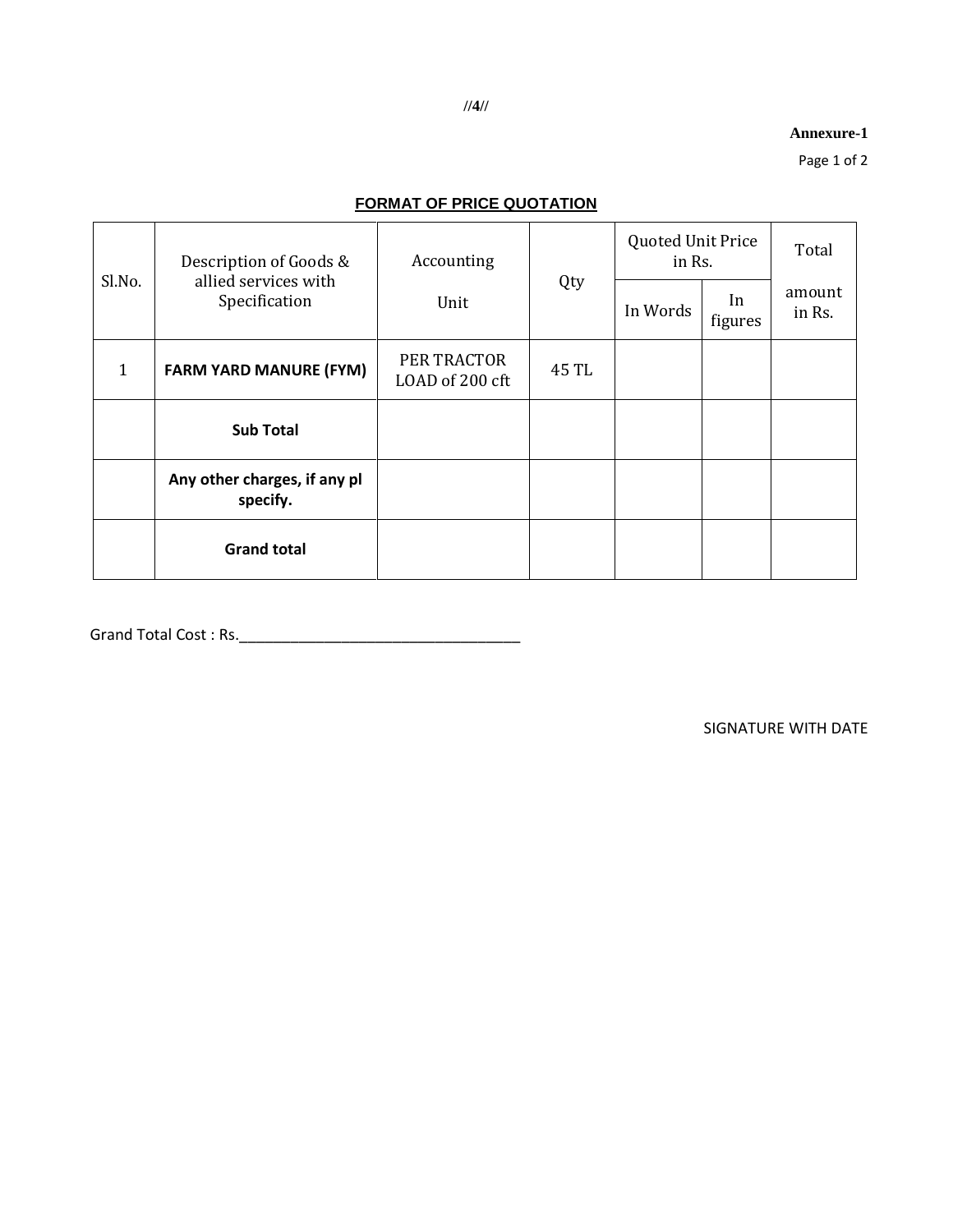**Annexure-1**

## FORMAT OF PRICE QUOTATION

| Sl.No. | Description of Goods & allied services with Specification | Accounting Unit | Qty | Quoted Unit Price in Rs. | | Total amount in Rs. |
|---|---|---|---|---|---|---|
| | | | | In Words | In figures | |
| 1 | **FARM YARD MANURE (FYM)** | PER TRACTOR LOAD of 200 cft | 45 TL | | | |
| | **Sub Total** | | | | | |
| | **Any other charges, if any pl specify.** | | | | | |
| | **Grand total** | | | | | |

Grand Total Cost : Rs.__________________________________

SIGNATURE WITH DATE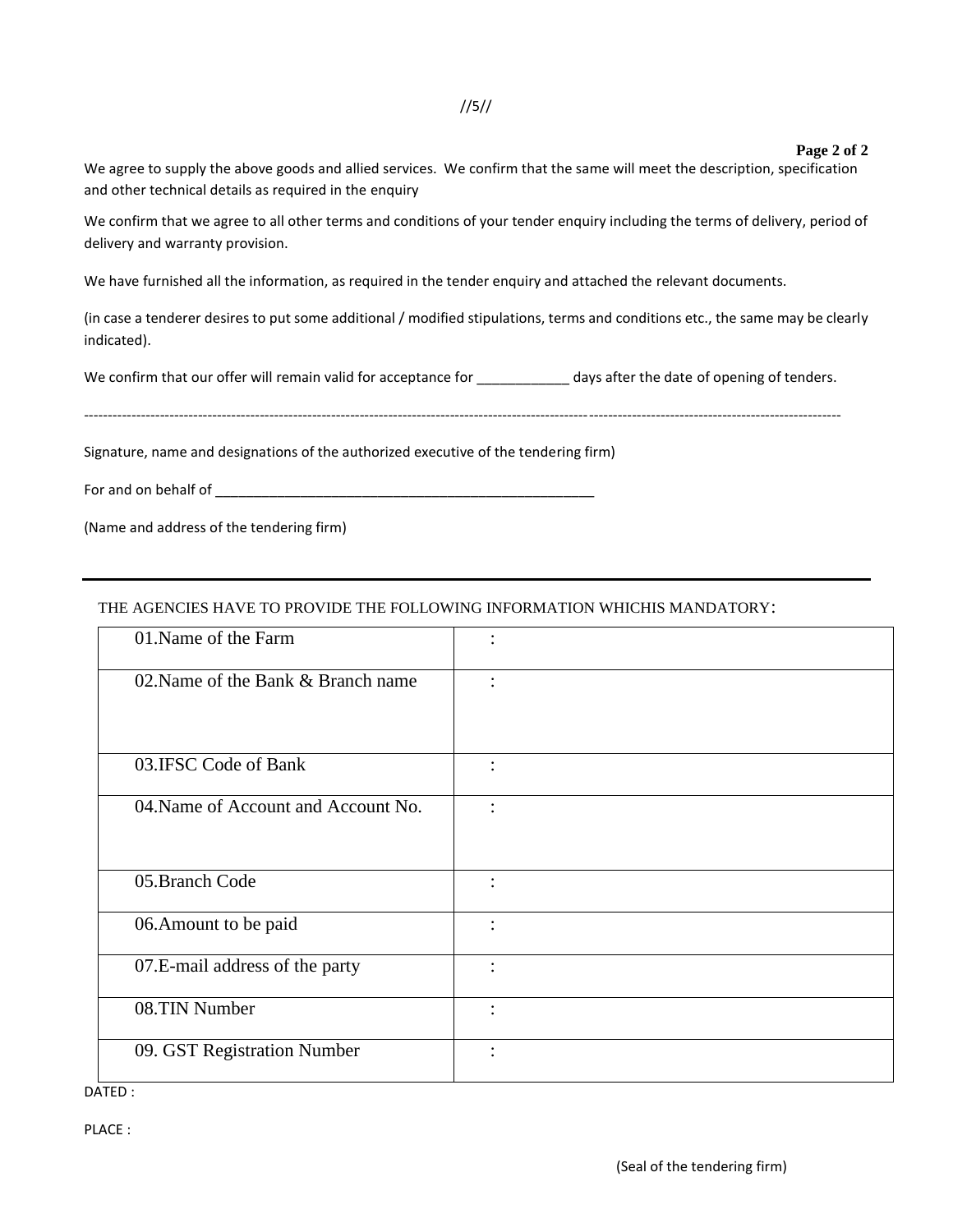We agree to supply the above goods and allied services. We confirm that the same will meet the description, specification and other technical details as required in the enquiry

We confirm that we agree to all other terms and conditions of your tender enquiry including the terms of delivery, period of delivery and warranty provision.

We have furnished all the information, as required in the tender enquiry and attached the relevant documents.

(in case a tenderer desires to put some additional / modified stipulations, terms and conditions etc., the same may be clearly indicated).

We confirm that our offer will remain valid for acceptance for ____________ days after the date of opening of tenders.

---

Signature, name and designations of the authorized executive of the tendering firm)

For and on behalf of ____________________________________________________

(Name and address of the tendering firm)

---

THE AGENCIES HAVE TO PROVIDE THE FOLLOWING INFORMATION WHICHIS MANDATORY:

| | |
|---|---|
| 01.Name of the Farm | : |
| 02.Name of the Bank & Branch name | : |
| 03.IFSC Code of Bank | : |
| 04.Name of Account and Account No. | : |
| 05.Branch Code | : |
| 06.Amount to be paid | : |
| 07.E-mail address of the party | : |
| 08.TIN Number | : |
| 09. GST Registration Number | : |

DATED :

PLACE :

(Seal of the tendering firm)